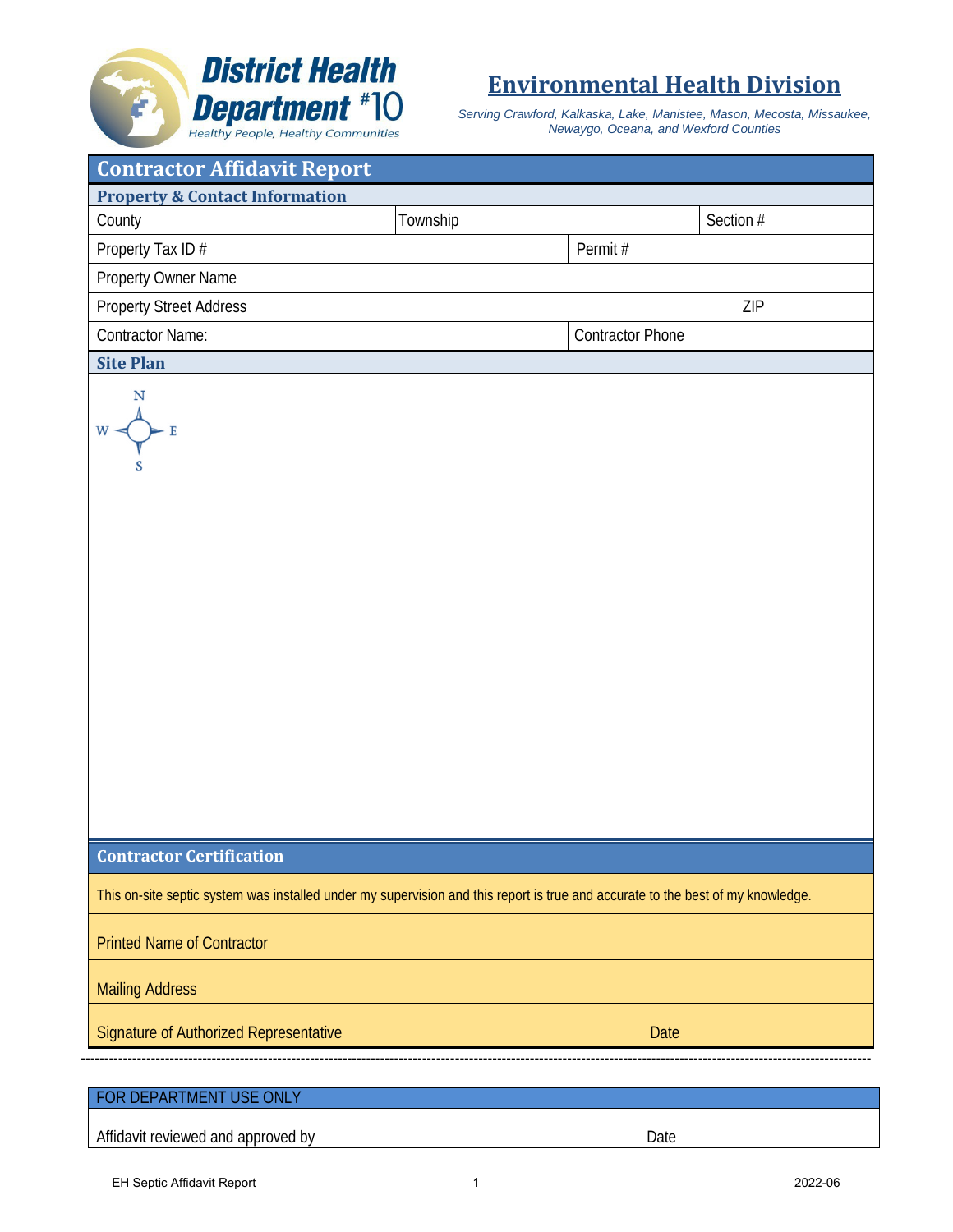District Health Department #10
*Healthy People, Healthy Communities*

# Environmental Health Division

*Serving Crawford, Kalkaska, Lake, Manistee, Mason, Mecosta, Missaukee, Newaygo, Oceana, and Wexford Counties*

## Contractor Affidavit Report

### Property & Contact Information

| County | Township | Section # |
|---|---|---|
| Property Tax ID # | Permit # | |
| Property Owner Name | | |
| Property Street Address | ZIP | |
| Contractor Name: | Contractor Phone | |

### Site Plan

N
W E
S

### Contractor Certification

This on-site septic system was installed under my supervision and this report is true and accurate to the best of my knowledge.

Printed Name of Contractor

Mailing Address

Signature of Authorized Representative Date

---

| FOR DEPARTMENT USE ONLY | |
|---|---|
| Affidavit reviewed and approved by | Date |

EH Septic Affidavit Report 2022-06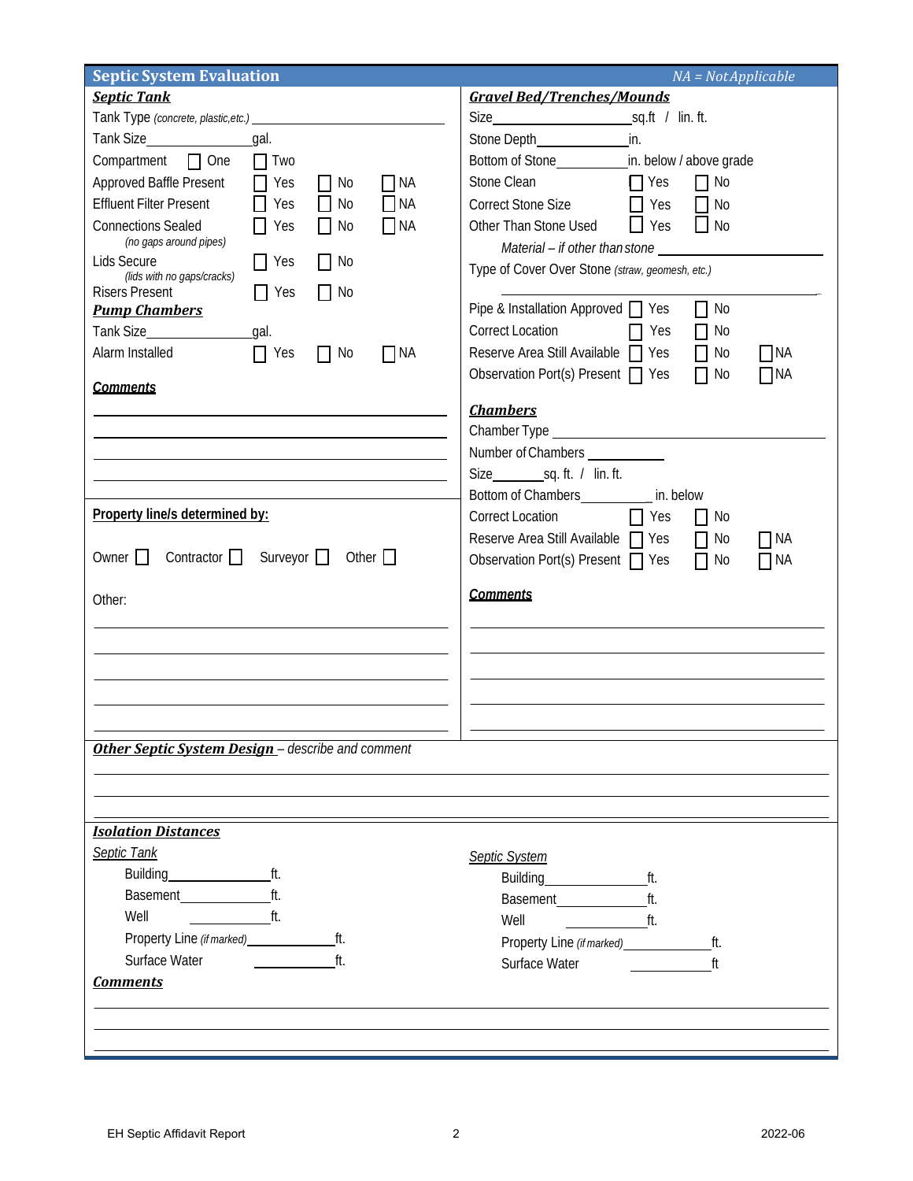## Septic System Evaluation

*NA = Not Applicable*

### *Septic Tank*

Tank Type *(concrete, plastic,etc.)* ____________________

Tank Size__________gal.

Compartment ☐ One ☐ Two

Approved Baffle Present ☐ Yes ☐ No ☐ NA

Effluent Filter Present ☐ Yes ☐ No ☐ NA

Connections Sealed ☐ Yes ☐ No ☐ NA
*(no gaps around pipes)*

Lids Secure ☐ Yes ☐ No
*(lids with no gaps/cracks)*

Risers Present ☐ Yes ☐ No

### *Pump Chambers*

Tank Size__________gal.

Alarm Installed ☐ Yes ☐ No ☐ NA

***Comments***

____________________

____________________

____________________

____________________

**Property line/s determined by:**

Owner ☐ Contractor ☐ Surveyor ☐ Other ☐

Other:

____________________

____________________

____________________

____________________

____________________

### *Gravel Bed/Trenches/Mounds*

Size__________sq.ft / lin. ft.

Stone Depth__________in.

Bottom of Stone__________in. below / above grade

Stone Clean ☐ Yes ☐ No

Correct Stone Size ☐ Yes ☐ No

Other Than Stone Used ☐ Yes ☐ No

*Material – if other than stone* ____________________

Type of Cover Over Stone *(straw, geomesh, etc.)*

____________________

Pipe & Installation Approved ☐ Yes ☐ No

Correct Location ☐ Yes ☐ No

Reserve Area Still Available ☐ Yes ☐ No ☐ NA

Observation Port(s) Present ☐ Yes ☐ No ☐ NA

### *Chambers*

Chamber Type ____________________

Number of Chambers __________

Size________sq. ft. / lin. ft.

Bottom of Chambers__________in. below

Correct Location ☐ Yes ☐ No

Reserve Area Still Available ☐ Yes ☐ No ☐ NA

Observation Port(s) Present ☐ Yes ☐ No ☐ NA

***Comments***

____________________

____________________

____________________

____________________

____________________

### *Other Septic System Design* – *describe and comment*

____________________

____________________

____________________

### *Isolation Distances*

*Septic Tank*

Building__________ft.

Basement__________ft.

Well__________ft.

Property Line *(if marked)*__________ft.

Surface Water__________ft.

*Septic System*

Building__________ft.

Basement__________ft.

Well__________ft.

Property Line *(if marked)*__________ft.

Surface Water__________ft

***Comments***

____________________

____________________

____________________